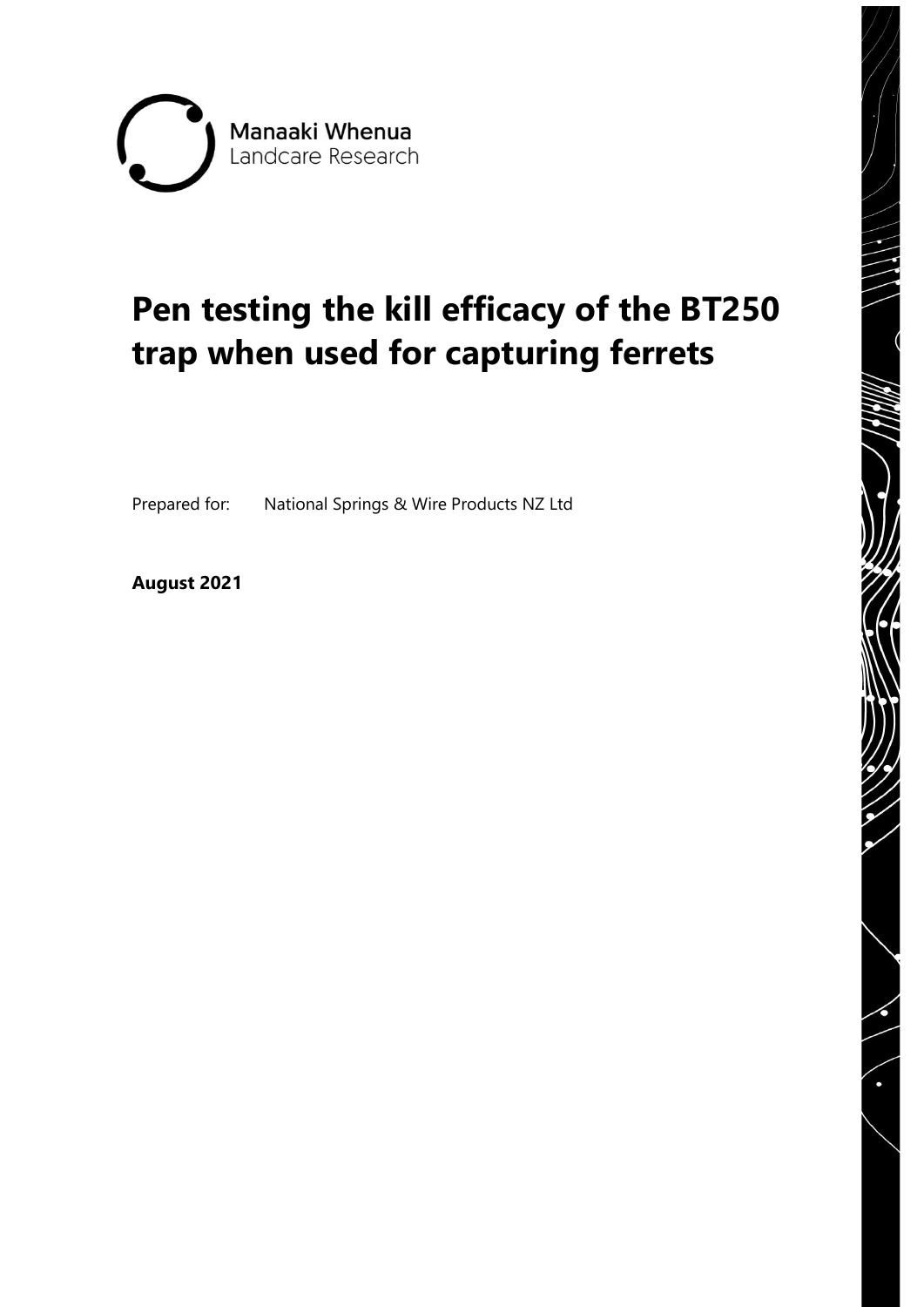Manaaki Whenua
Landcare Research

# Pen testing the kill efficacy of the BT250 trap when used for capturing ferrets

Prepared for: National Springs & Wire Products NZ Ltd

**August 2021**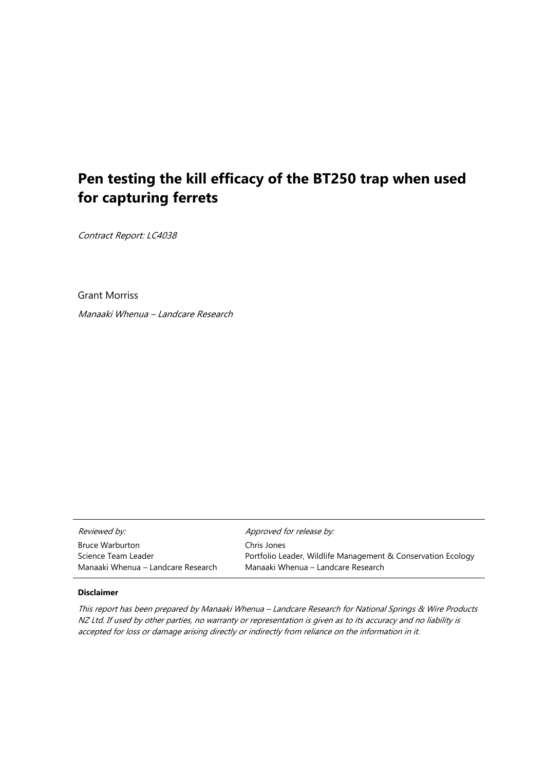# Pen testing the kill efficacy of the BT250 trap when used for capturing ferrets

*Contract Report: LC4038*

Grant Morriss

*Manaaki Whenua – Landcare Research*

| *Reviewed by:* | *Approved for release by:* |
| --- | --- |
| Bruce Warburton | Chris Jones |
| Science Team Leader | Portfolio Leader, Wildlife Management & Conservation Ecology |
| Manaaki Whenua – Landcare Research | Manaaki Whenua – Landcare Research |

**Disclaimer**

*This report has been prepared by Manaaki Whenua – Landcare Research for National Springs & Wire Products NZ Ltd. If used by other parties, no warranty or representation is given as to its accuracy and no liability is accepted for loss or damage arising directly or indirectly from reliance on the information in it.*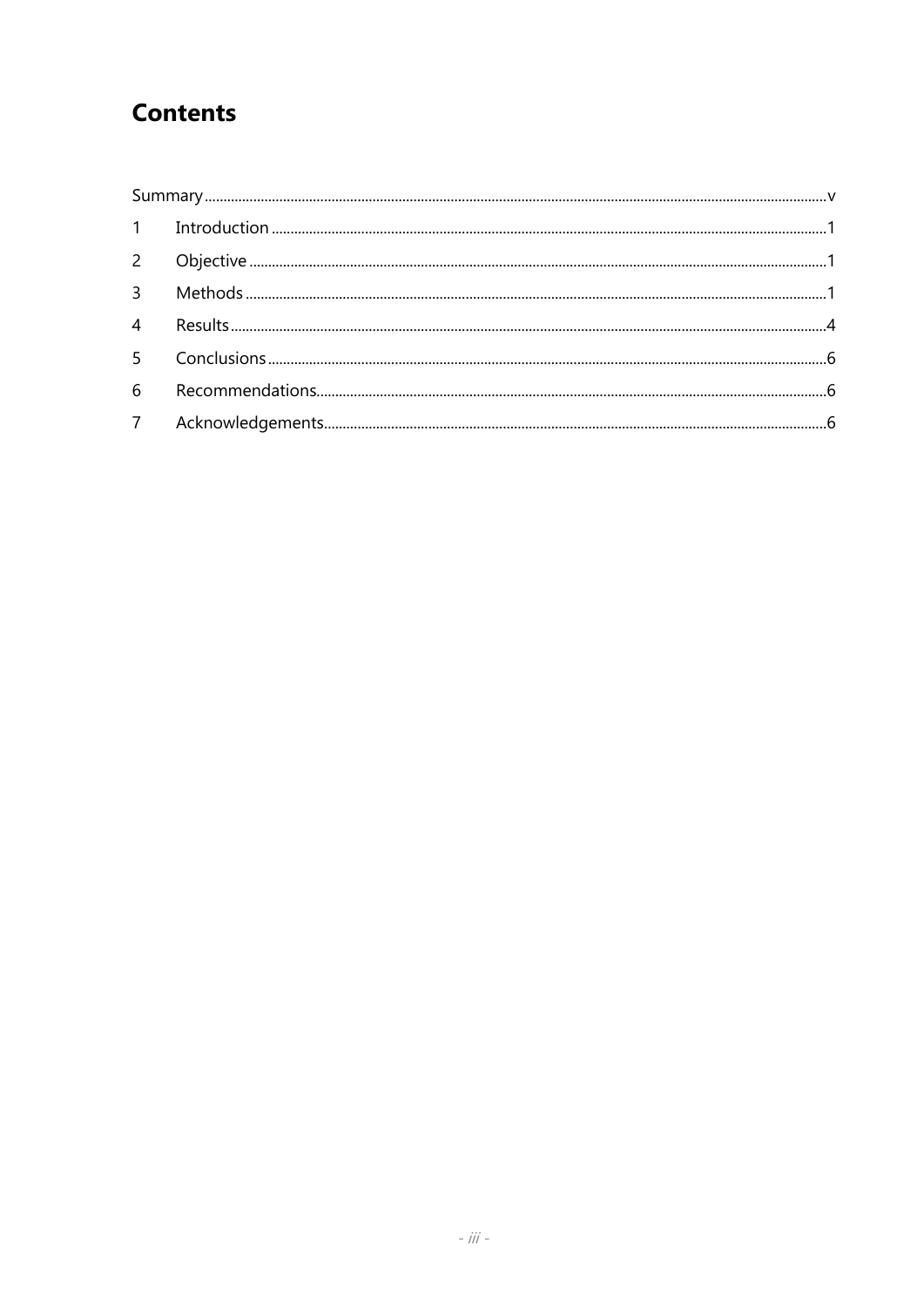# Contents

Summary ..... v

1 Introduction ..... 1

2 Objective ..... 1

3 Methods ..... 1

4 Results ..... 4

5 Conclusions ..... 6

6 Recommendations ..... 6

7 Acknowledgements ..... 6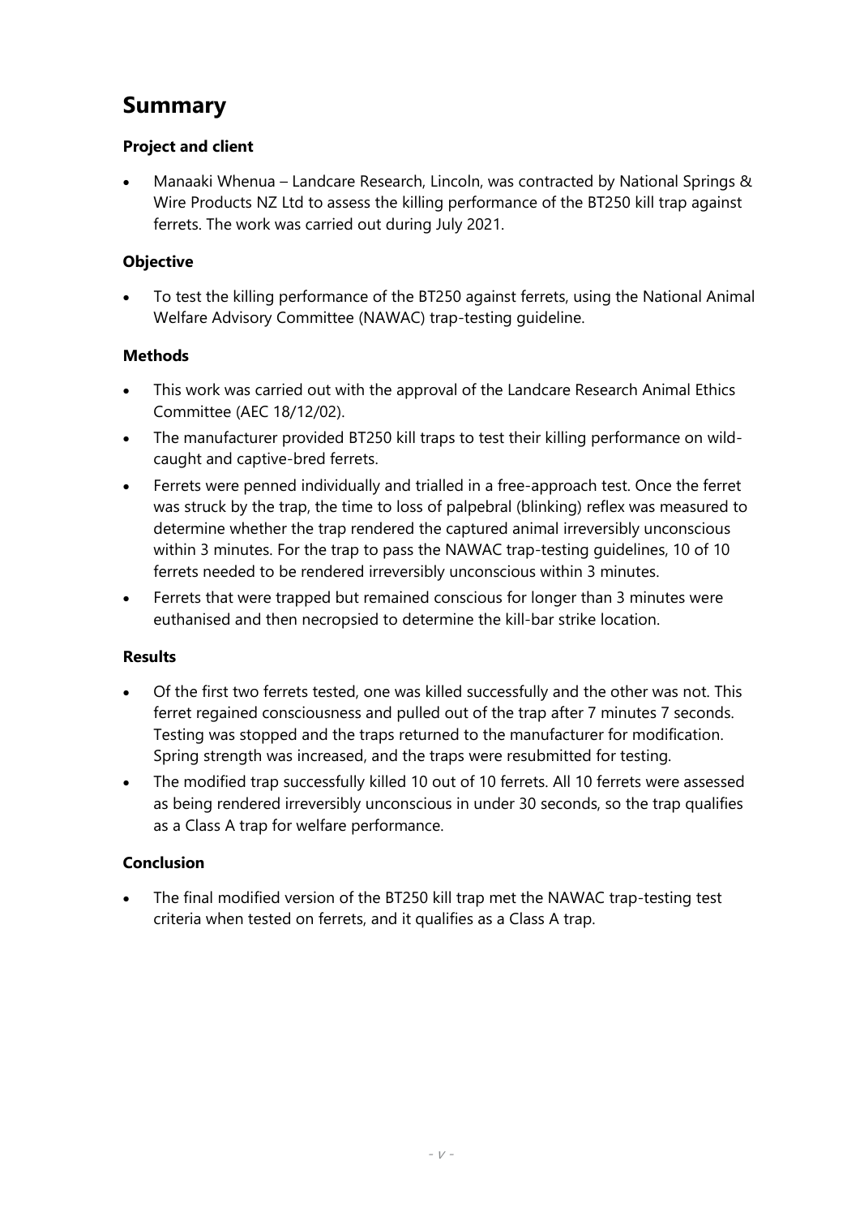## Summary

### Project and client

- Manaaki Whenua – Landcare Research, Lincoln, was contracted by National Springs & Wire Products NZ Ltd to assess the killing performance of the BT250 kill trap against ferrets. The work was carried out during July 2021.

### Objective

- To test the killing performance of the BT250 against ferrets, using the National Animal Welfare Advisory Committee (NAWAC) trap-testing guideline.

### Methods

- This work was carried out with the approval of the Landcare Research Animal Ethics Committee (AEC 18/12/02).
- The manufacturer provided BT250 kill traps to test their killing performance on wild-caught and captive-bred ferrets.
- Ferrets were penned individually and trialled in a free-approach test. Once the ferret was struck by the trap, the time to loss of palpebral (blinking) reflex was measured to determine whether the trap rendered the captured animal irreversibly unconscious within 3 minutes. For the trap to pass the NAWAC trap-testing guidelines, 10 of 10 ferrets needed to be rendered irreversibly unconscious within 3 minutes.
- Ferrets that were trapped but remained conscious for longer than 3 minutes were euthanised and then necropsied to determine the kill-bar strike location.

### Results

- Of the first two ferrets tested, one was killed successfully and the other was not. This ferret regained consciousness and pulled out of the trap after 7 minutes 7 seconds. Testing was stopped and the traps returned to the manufacturer for modification. Spring strength was increased, and the traps were resubmitted for testing.
- The modified trap successfully killed 10 out of 10 ferrets. All 10 ferrets were assessed as being rendered irreversibly unconscious in under 30 seconds, so the trap qualifies as a Class A trap for welfare performance.

### Conclusion

- The final modified version of the BT250 kill trap met the NAWAC trap-testing test criteria when tested on ferrets, and it qualifies as a Class A trap.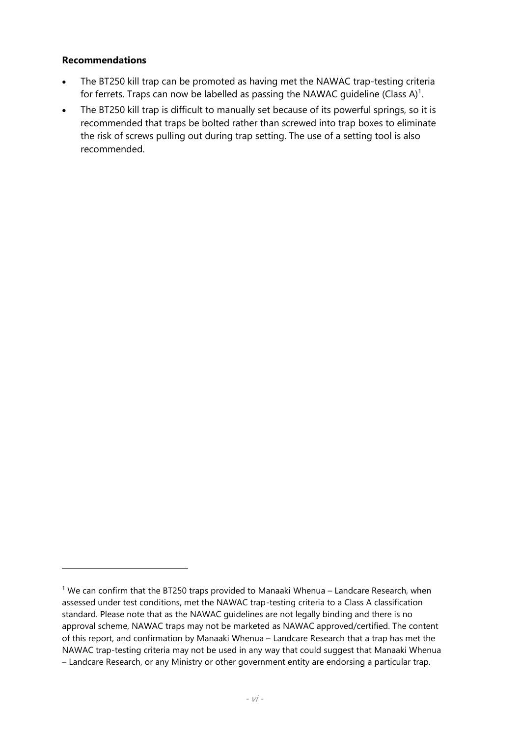**Recommendations**

- The BT250 kill trap can be promoted as having met the NAWAC trap-testing criteria for ferrets. Traps can now be labelled as passing the NAWAC guideline (Class A)[1].
- The BT250 kill trap is difficult to manually set because of its powerful springs, so it is recommended that traps be bolted rather than screwed into trap boxes to eliminate the risk of screws pulling out during trap setting. The use of a setting tool is also recommended.

---

[1] We can confirm that the BT250 traps provided to Manaaki Whenua – Landcare Research, when assessed under test conditions, met the NAWAC trap-testing criteria to a Class A classification standard. Please note that as the NAWAC guidelines are not legally binding and there is no approval scheme, NAWAC traps may not be marketed as NAWAC approved/certified. The content of this report, and confirmation by Manaaki Whenua – Landcare Research that a trap has met the NAWAC trap-testing criteria may not be used in any way that could suggest that Manaaki Whenua – Landcare Research, or any Ministry or other government entity are endorsing a particular trap.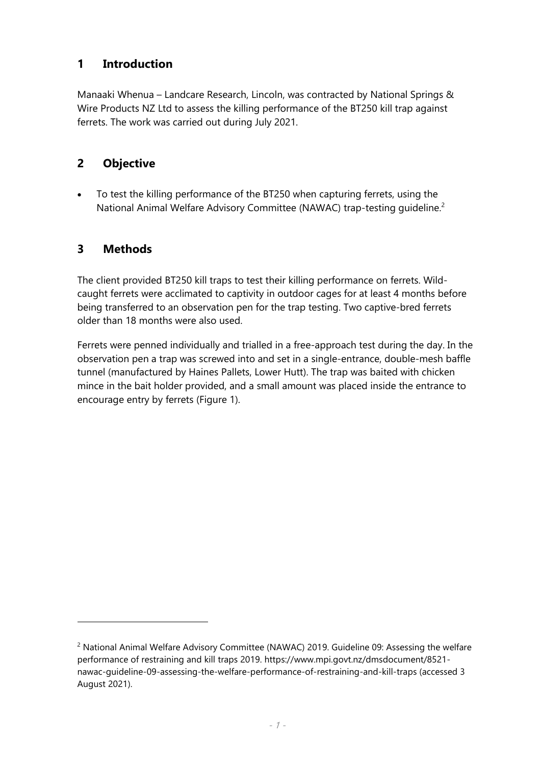## 1 Introduction

Manaaki Whenua – Landcare Research, Lincoln, was contracted by National Springs & Wire Products NZ Ltd to assess the killing performance of the BT250 kill trap against ferrets. The work was carried out during July 2021.

## 2 Objective

- To test the killing performance of the BT250 when capturing ferrets, using the National Animal Welfare Advisory Committee (NAWAC) trap-testing guideline.[2]

## 3 Methods

The client provided BT250 kill traps to test their killing performance on ferrets. Wild-caught ferrets were acclimated to captivity in outdoor cages for at least 4 months before being transferred to an observation pen for the trap testing. Two captive-bred ferrets older than 18 months were also used.

Ferrets were penned individually and trialled in a free-approach test during the day. In the observation pen a trap was screwed into and set in a single-entrance, double-mesh baffle tunnel (manufactured by Haines Pallets, Lower Hutt). The trap was baited with chicken mince in the bait holder provided, and a small amount was placed inside the entrance to encourage entry by ferrets (Figure 1).

---

[2] National Animal Welfare Advisory Committee (NAWAC) 2019. Guideline 09: Assessing the welfare performance of restraining and kill traps 2019. https://www.mpi.govt.nz/dmsdocument/8521-nawac-guideline-09-assessing-the-welfare-performance-of-restraining-and-kill-traps (accessed 3 August 2021).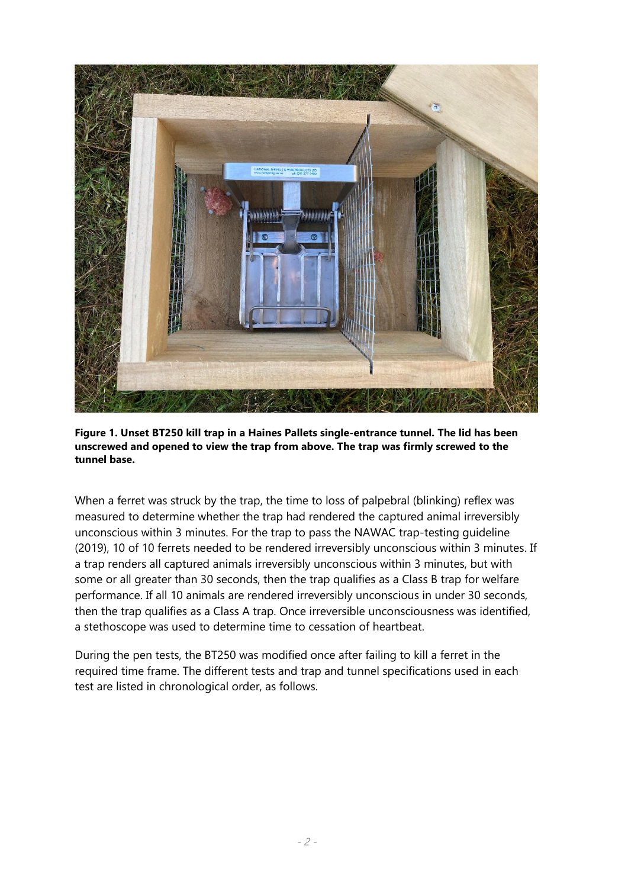**Figure 1. Unset BT250 kill trap in a Haines Pallets single-entrance tunnel. The lid has been unscrewed and opened to view the trap from above. The trap was firmly screwed to the tunnel base.**

When a ferret was struck by the trap, the time to loss of palpebral (blinking) reflex was measured to determine whether the trap had rendered the captured animal irreversibly unconscious within 3 minutes. For the trap to pass the NAWAC trap-testing guideline (2019), 10 of 10 ferrets needed to be rendered irreversibly unconscious within 3 minutes. If a trap renders all captured animals irreversibly unconscious within 3 minutes, but with some or all greater than 30 seconds, then the trap qualifies as a Class B trap for welfare performance. If all 10 animals are rendered irreversibly unconscious in under 30 seconds, then the trap qualifies as a Class A trap. Once irreversible unconsciousness was identified, a stethoscope was used to determine time to cessation of heartbeat.

During the pen tests, the BT250 was modified once after failing to kill a ferret in the required time frame. The different tests and trap and tunnel specifications used in each test are listed in chronological order, as follows.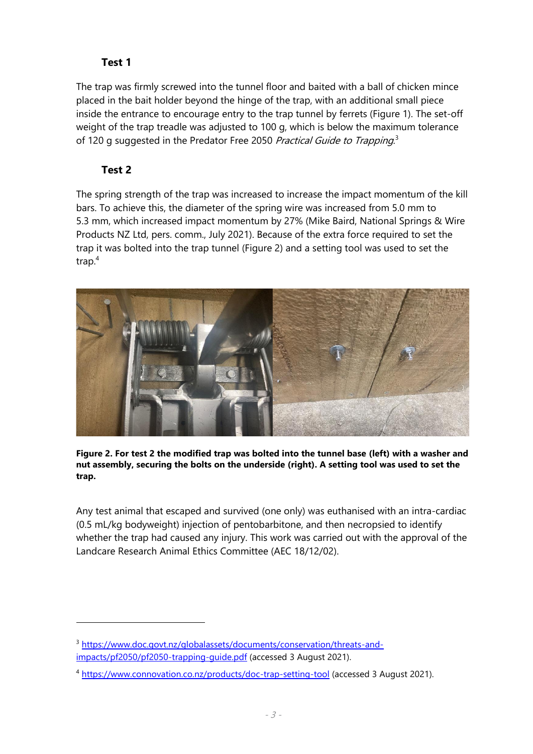### Test 1

The trap was firmly screwed into the tunnel floor and baited with a ball of chicken mince placed in the bait holder beyond the hinge of the trap, with an additional small piece inside the entrance to encourage entry to the trap tunnel by ferrets (Figure 1). The set-off weight of the trap treadle was adjusted to 100 g, which is below the maximum tolerance of 120 g suggested in the Predator Free 2050 *Practical Guide to Trapping*.[3]

### Test 2

The spring strength of the trap was increased to increase the impact momentum of the kill bars. To achieve this, the diameter of the spring wire was increased from 5.0 mm to 5.3 mm, which increased impact momentum by 27% (Mike Baird, National Springs & Wire Products NZ Ltd, pers. comm., July 2021). Because of the extra force required to set the trap it was bolted into the trap tunnel (Figure 2) and a setting tool was used to set the trap.[4]

**Figure 2. For test 2 the modified trap was bolted into the tunnel base (left) with a washer and nut assembly, securing the bolts on the underside (right). A setting tool was used to set the trap.**

Any test animal that escaped and survived (one only) was euthanised with an intra-cardiac (0.5 mL/kg bodyweight) injection of pentobarbitone, and then necropsied to identify whether the trap had caused any injury. This work was carried out with the approval of the Landcare Research Animal Ethics Committee (AEC 18/12/02).

---

[3] https://www.doc.govt.nz/globalassets/documents/conservation/threats-and-impacts/pf2050/pf2050-trapping-guide.pdf (accessed 3 August 2021).

[4] https://www.connovation.co.nz/products/doc-trap-setting-tool (accessed 3 August 2021).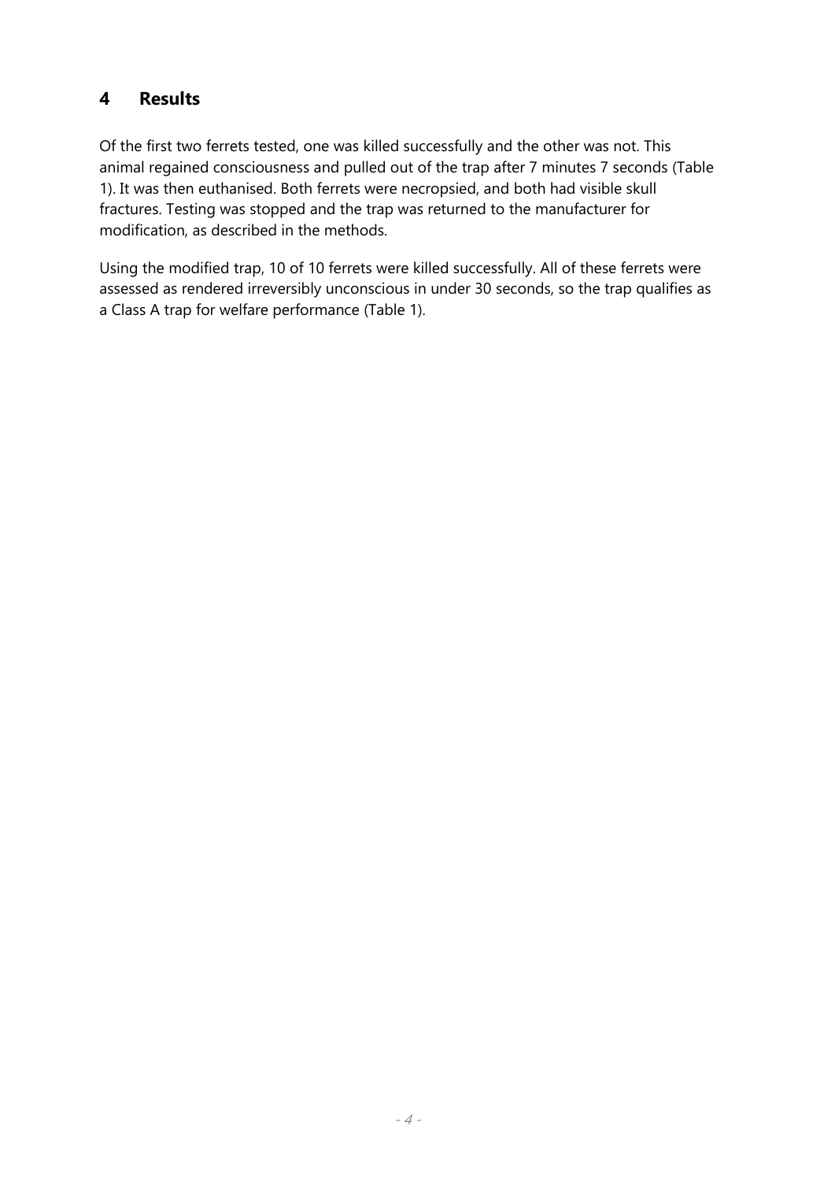## 4 Results

Of the first two ferrets tested, one was killed successfully and the other was not. This animal regained consciousness and pulled out of the trap after 7 minutes 7 seconds (Table 1). It was then euthanised. Both ferrets were necropsied, and both had visible skull fractures. Testing was stopped and the trap was returned to the manufacturer for modification, as described in the methods.

Using the modified trap, 10 of 10 ferrets were killed successfully. All of these ferrets were assessed as rendered irreversibly unconscious in under 30 seconds, so the trap qualifies as a Class A trap for welfare performance (Table 1).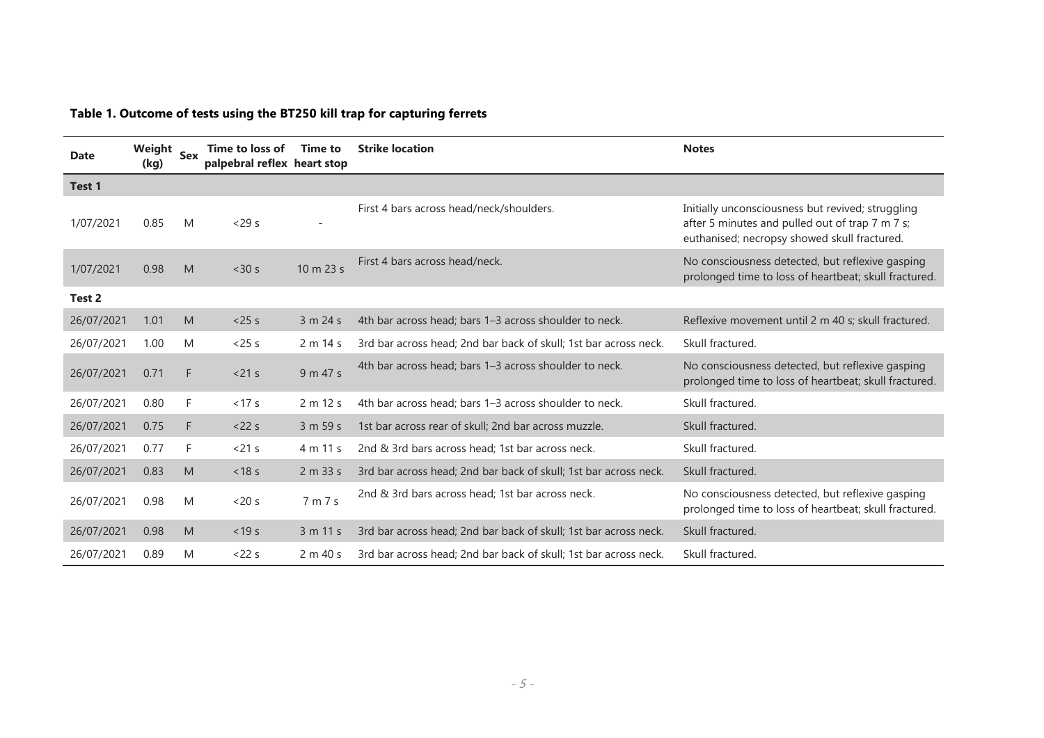**Table 1. Outcome of tests using the BT250 kill trap for capturing ferrets**

| Date | Weight (kg) | Sex | Time to loss of palpebral reflex | Time to heart stop | Strike location | Notes |
|---|---|---|---|---|---|---|
| **Test 1** | | | | | | |
| 1/07/2021 | 0.85 | M | <29 s | - | First 4 bars across head/neck/shoulders. | Initially unconsciousness but revived; struggling after 5 minutes and pulled out of trap 7 m 7 s; euthanised; necropsy showed skull fractured. |
| 1/07/2021 | 0.98 | M | <30 s | 10 m 23 s | First 4 bars across head/neck. | No consciousness detected, but reflexive gasping prolonged time to loss of heartbeat; skull fractured. |
| **Test 2** | | | | | | |
| 26/07/2021 | 1.01 | M | <25 s | 3 m 24 s | 4th bar across head; bars 1–3 across shoulder to neck. | Reflexive movement until 2 m 40 s; skull fractured. |
| 26/07/2021 | 1.00 | M | <25 s | 2 m 14 s | 3rd bar across head; 2nd bar back of skull; 1st bar across neck. | Skull fractured. |
| 26/07/2021 | 0.71 | F | <21 s | 9 m 47 s | 4th bar across head; bars 1–3 across shoulder to neck. | No consciousness detected, but reflexive gasping prolonged time to loss of heartbeat; skull fractured. |
| 26/07/2021 | 0.80 | F | <17 s | 2 m 12 s | 4th bar across head; bars 1–3 across shoulder to neck. | Skull fractured. |
| 26/07/2021 | 0.75 | F | <22 s | 3 m 59 s | 1st bar across rear of skull; 2nd bar across muzzle. | Skull fractured. |
| 26/07/2021 | 0.77 | F | <21 s | 4 m 11 s | 2nd & 3rd bars across head; 1st bar across neck. | Skull fractured. |
| 26/07/2021 | 0.83 | M | <18 s | 2 m 33 s | 3rd bar across head; 2nd bar back of skull; 1st bar across neck. | Skull fractured. |
| 26/07/2021 | 0.98 | M | <20 s | 7 m 7 s | 2nd & 3rd bars across head; 1st bar across neck. | No consciousness detected, but reflexive gasping prolonged time to loss of heartbeat; skull fractured. |
| 26/07/2021 | 0.98 | M | <19 s | 3 m 11 s | 3rd bar across head; 2nd bar back of skull; 1st bar across neck. | Skull fractured. |
| 26/07/2021 | 0.89 | M | <22 s | 2 m 40 s | 3rd bar across head; 2nd bar back of skull; 1st bar across neck. | Skull fractured. |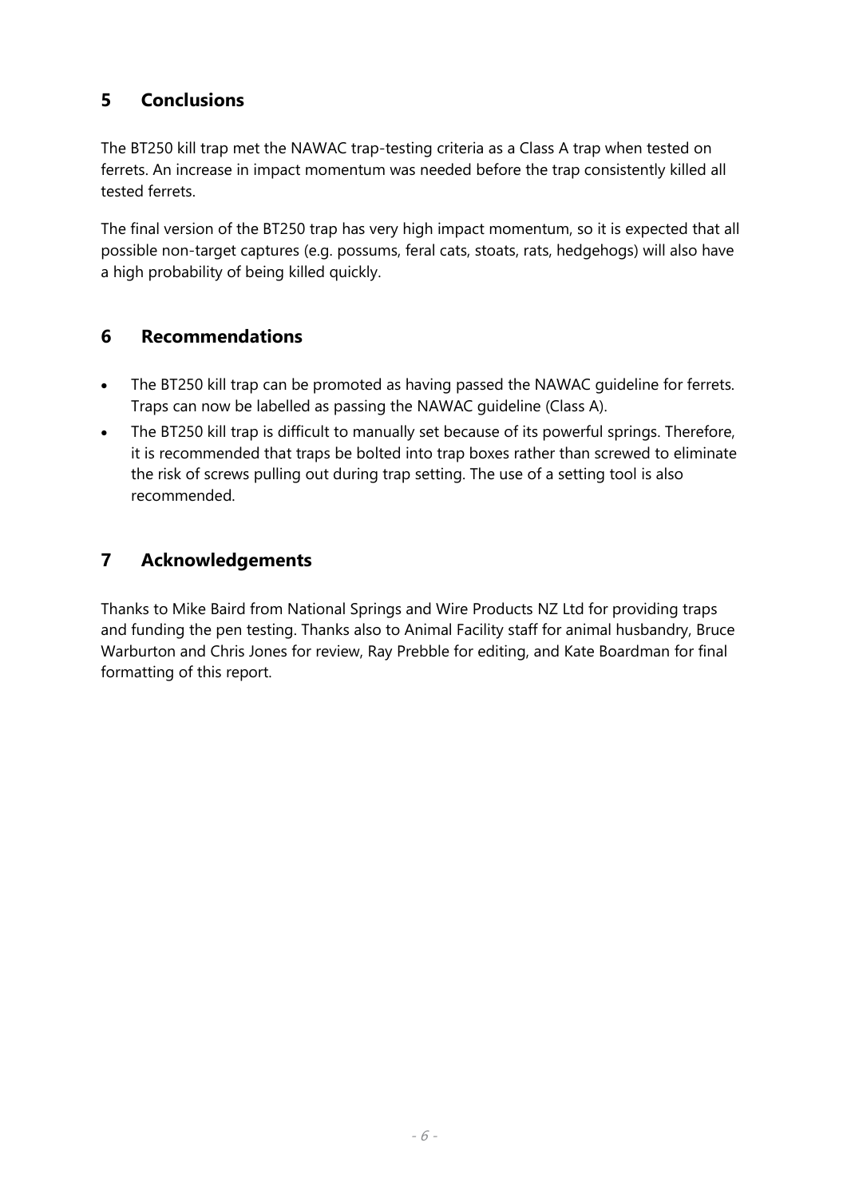## 5 Conclusions

The BT250 kill trap met the NAWAC trap-testing criteria as a Class A trap when tested on ferrets. An increase in impact momentum was needed before the trap consistently killed all tested ferrets.

The final version of the BT250 trap has very high impact momentum, so it is expected that all possible non-target captures (e.g. possums, feral cats, stoats, rats, hedgehogs) will also have a high probability of being killed quickly.

## 6 Recommendations

- The BT250 kill trap can be promoted as having passed the NAWAC guideline for ferrets. Traps can now be labelled as passing the NAWAC guideline (Class A).
- The BT250 kill trap is difficult to manually set because of its powerful springs. Therefore, it is recommended that traps be bolted into trap boxes rather than screwed to eliminate the risk of screws pulling out during trap setting. The use of a setting tool is also recommended.

## 7 Acknowledgements

Thanks to Mike Baird from National Springs and Wire Products NZ Ltd for providing traps and funding the pen testing. Thanks also to Animal Facility staff for animal husbandry, Bruce Warburton and Chris Jones for review, Ray Prebble for editing, and Kate Boardman for final formatting of this report.